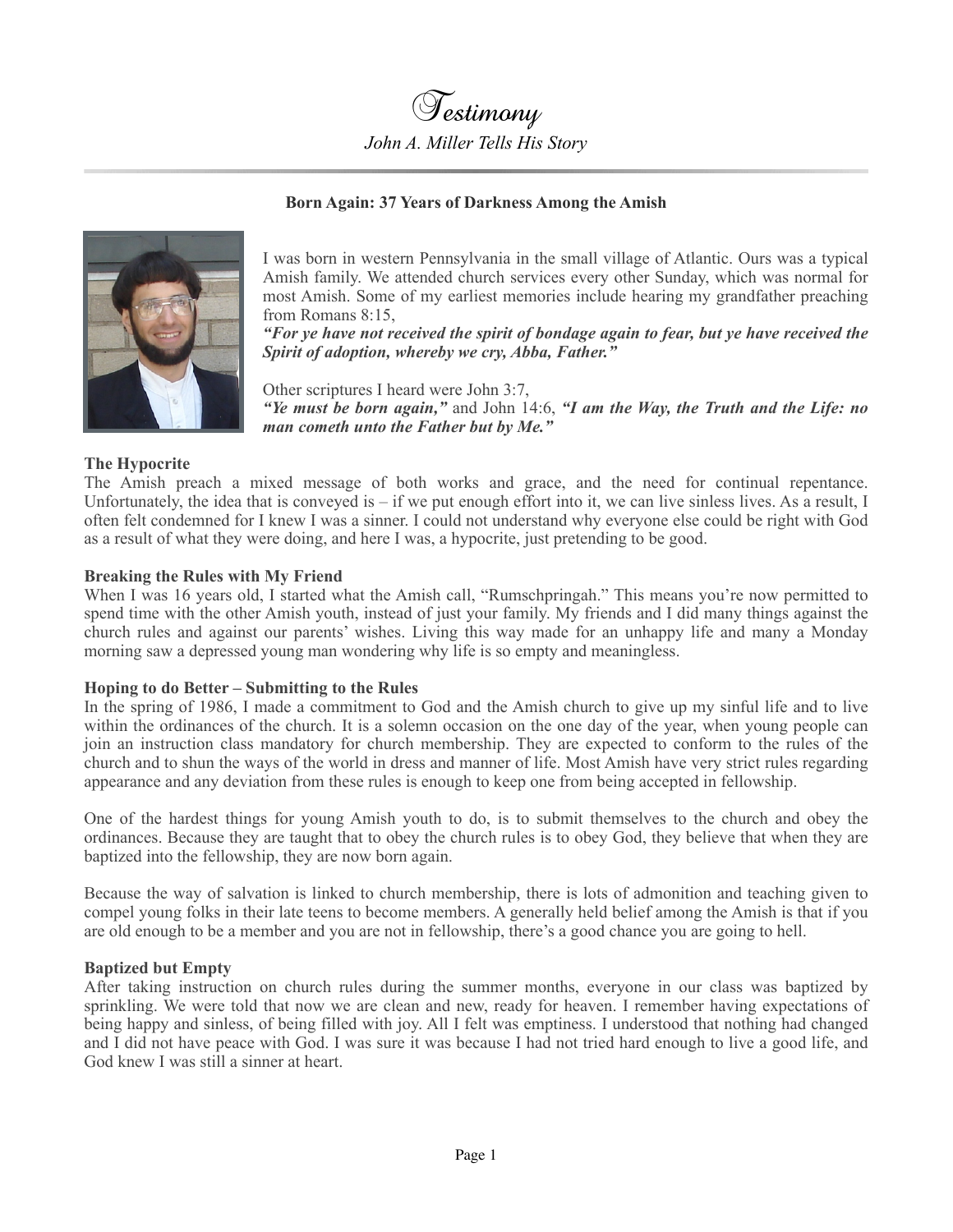# Testimony

*John A. Miller Tells His Story*

---

**Born Again: 37 Years of Darkness Among the Amish**

I was born in western Pennsylvania in the small village of Atlantic. Ours was a typical Amish family. We attended church services every other Sunday, which was normal for most Amish. Some of my earliest memories include hearing my grandfather preaching from Romans 8:15,
***"For ye have not received the spirit of bondage again to fear, but ye have received the Spirit of adoption, whereby we cry, Abba, Father."***

Other scriptures I heard were John 3:7,
***"Ye must be born again,"*** and John 14:6, ***"I am the Way, the Truth and the Life: no man cometh unto the Father but by Me."***

**The Hypocrite**
The Amish preach a mixed message of both works and grace, and the need for continual repentance. Unfortunately, the idea that is conveyed is – if we put enough effort into it, we can live sinless lives. As a result, I often felt condemned for I knew I was a sinner. I could not understand why everyone else could be right with God as a result of what they were doing, and here I was, a hypocrite, just pretending to be good.

**Breaking the Rules with My Friend**
When I was 16 years old, I started what the Amish call, "Rumschpringah." This means you're now permitted to spend time with the other Amish youth, instead of just your family. My friends and I did many things against the church rules and against our parents' wishes. Living this way made for an unhappy life and many a Monday morning saw a depressed young man wondering why life is so empty and meaningless.

**Hoping to do Better – Submitting to the Rules**
In the spring of 1986, I made a commitment to God and the Amish church to give up my sinful life and to live within the ordinances of the church. It is a solemn occasion on the one day of the year, when young people can join an instruction class mandatory for church membership. They are expected to conform to the rules of the church and to shun the ways of the world in dress and manner of life. Most Amish have very strict rules regarding appearance and any deviation from these rules is enough to keep one from being accepted in fellowship.

One of the hardest things for young Amish youth to do, is to submit themselves to the church and obey the ordinances. Because they are taught that to obey the church rules is to obey God, they believe that when they are baptized into the fellowship, they are now born again.

Because the way of salvation is linked to church membership, there is lots of admonition and teaching given to compel young folks in their late teens to become members. A generally held belief among the Amish is that if you are old enough to be a member and you are not in fellowship, there's a good chance you are going to hell.

**Baptized but Empty**
After taking instruction on church rules during the summer months, everyone in our class was baptized by sprinkling. We were told that now we are clean and new, ready for heaven. I remember having expectations of being happy and sinless, of being filled with joy. All I felt was emptiness. I understood that nothing had changed and I did not have peace with God. I was sure it was because I had not tried hard enough to live a good life, and God knew I was still a sinner at heart.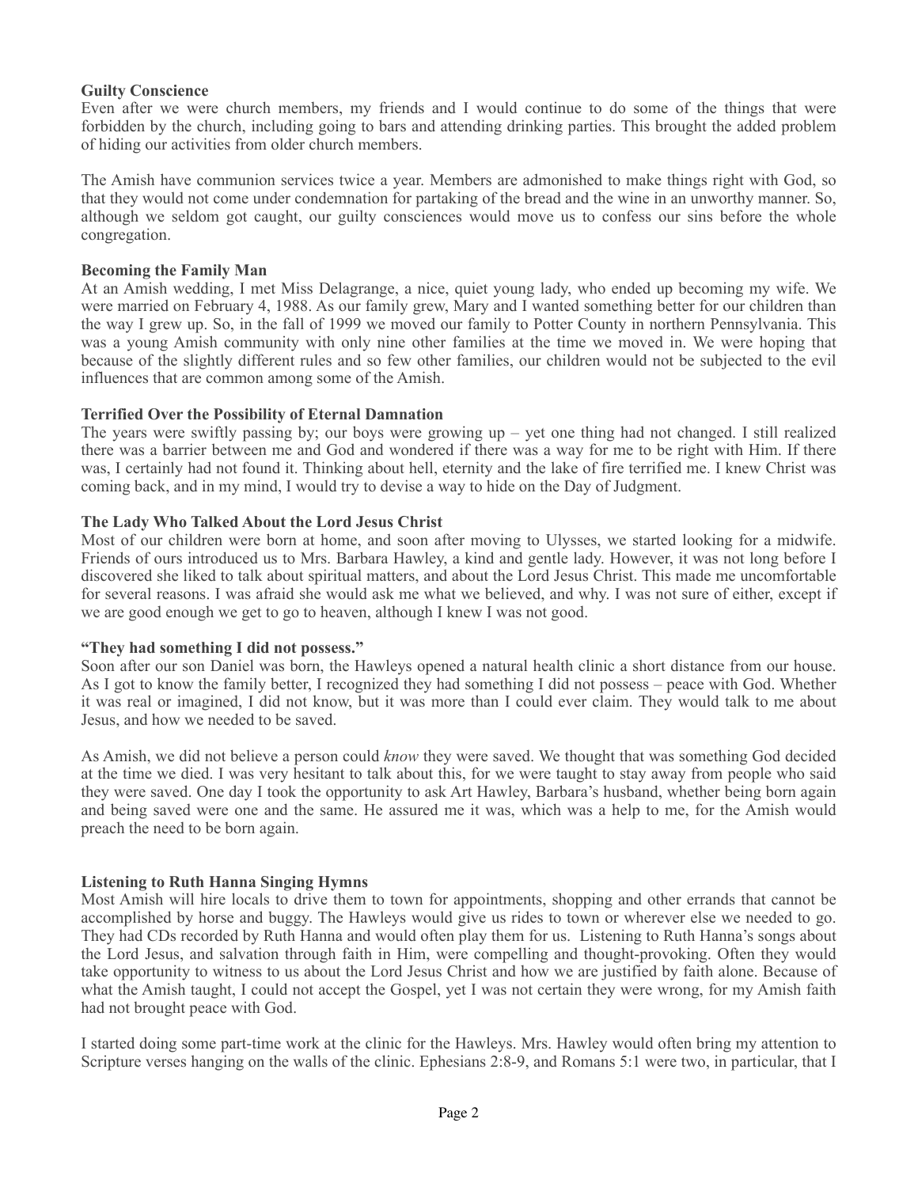**Guilty Conscience**

Even after we were church members, my friends and I would continue to do some of the things that were forbidden by the church, including going to bars and attending drinking parties. This brought the added problem of hiding our activities from older church members.

The Amish have communion services twice a year. Members are admonished to make things right with God, so that they would not come under condemnation for partaking of the bread and the wine in an unworthy manner. So, although we seldom got caught, our guilty consciences would move us to confess our sins before the whole congregation.

**Becoming the Family Man**

At an Amish wedding, I met Miss Delagrange, a nice, quiet young lady, who ended up becoming my wife. We were married on February 4, 1988. As our family grew, Mary and I wanted something better for our children than the way I grew up. So, in the fall of 1999 we moved our family to Potter County in northern Pennsylvania. This was a young Amish community with only nine other families at the time we moved in. We were hoping that because of the slightly different rules and so few other families, our children would not be subjected to the evil influences that are common among some of the Amish.

**Terrified Over the Possibility of Eternal Damnation**

The years were swiftly passing by; our boys were growing up – yet one thing had not changed. I still realized there was a barrier between me and God and wondered if there was a way for me to be right with Him. If there was, I certainly had not found it. Thinking about hell, eternity and the lake of fire terrified me. I knew Christ was coming back, and in my mind, I would try to devise a way to hide on the Day of Judgment.

**The Lady Who Talked About the Lord Jesus Christ**

Most of our children were born at home, and soon after moving to Ulysses, we started looking for a midwife. Friends of ours introduced us to Mrs. Barbara Hawley, a kind and gentle lady. However, it was not long before I discovered she liked to talk about spiritual matters, and about the Lord Jesus Christ. This made me uncomfortable for several reasons. I was afraid she would ask me what we believed, and why. I was not sure of either, except if we are good enough we get to go to heaven, although I knew I was not good.

**"They had something I did not possess."**

Soon after our son Daniel was born, the Hawleys opened a natural health clinic a short distance from our house. As I got to know the family better, I recognized they had something I did not possess – peace with God. Whether it was real or imagined, I did not know, but it was more than I could ever claim. They would talk to me about Jesus, and how we needed to be saved.

As Amish, we did not believe a person could *know* they were saved. We thought that was something God decided at the time we died. I was very hesitant to talk about this, for we were taught to stay away from people who said they were saved. One day I took the opportunity to ask Art Hawley, Barbara's husband, whether being born again and being saved were one and the same. He assured me it was, which was a help to me, for the Amish would preach the need to be born again.

**Listening to Ruth Hanna Singing Hymns**

Most Amish will hire locals to drive them to town for appointments, shopping and other errands that cannot be accomplished by horse and buggy. The Hawleys would give us rides to town or wherever else we needed to go. They had CDs recorded by Ruth Hanna and would often play them for us. Listening to Ruth Hanna's songs about the Lord Jesus, and salvation through faith in Him, were compelling and thought-provoking. Often they would take opportunity to witness to us about the Lord Jesus Christ and how we are justified by faith alone. Because of what the Amish taught, I could not accept the Gospel, yet I was not certain they were wrong, for my Amish faith had not brought peace with God.

I started doing some part-time work at the clinic for the Hawleys. Mrs. Hawley would often bring my attention to Scripture verses hanging on the walls of the clinic. Ephesians 2:8-9, and Romans 5:1 were two, in particular, that I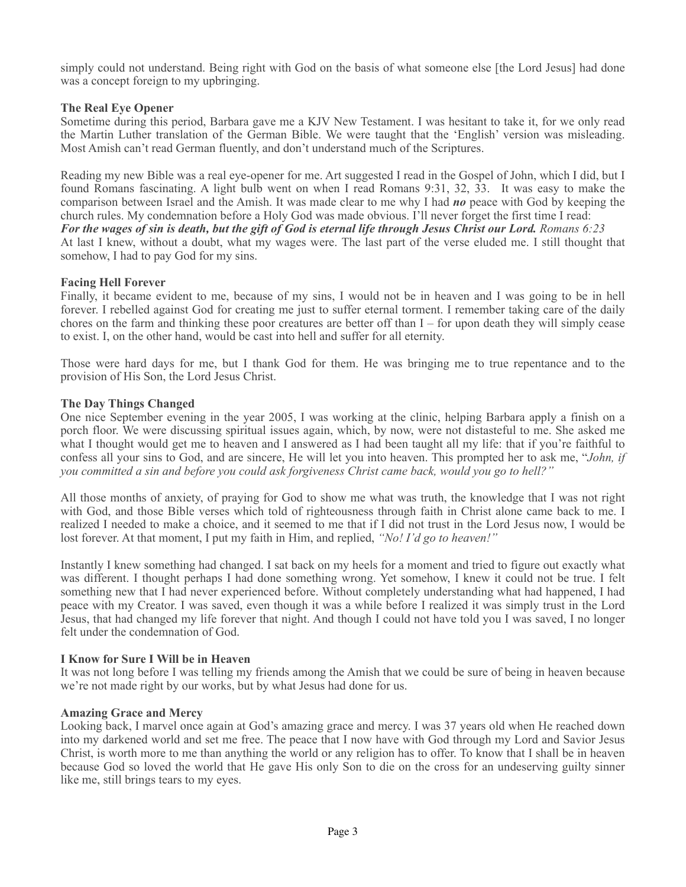simply could not understand. Being right with God on the basis of what someone else [the Lord Jesus] had done was a concept foreign to my upbringing.

**The Real Eye Opener**

Sometime during this period, Barbara gave me a KJV New Testament. I was hesitant to take it, for we only read the Martin Luther translation of the German Bible. We were taught that the 'English' version was misleading. Most Amish can't read German fluently, and don't understand much of the Scriptures.

Reading my new Bible was a real eye-opener for me. Art suggested I read in the Gospel of John, which I did, but I found Romans fascinating. A light bulb went on when I read Romans 9:31, 32, 33. It was easy to make the comparison between Israel and the Amish. It was made clear to me why I had ***no*** peace with God by keeping the church rules. My condemnation before a Holy God was made obvious. I'll never forget the first time I read:

***For the wages of sin is death, but the gift of God is eternal life through Jesus Christ our Lord.*** *Romans 6:23*

At last I knew, without a doubt, what my wages were. The last part of the verse eluded me. I still thought that somehow, I had to pay God for my sins.

**Facing Hell Forever**

Finally, it became evident to me, because of my sins, I would not be in heaven and I was going to be in hell forever. I rebelled against God for creating me just to suffer eternal torment. I remember taking care of the daily chores on the farm and thinking these poor creatures are better off than I – for upon death they will simply cease to exist. I, on the other hand, would be cast into hell and suffer for all eternity.

Those were hard days for me, but I thank God for them. He was bringing me to true repentance and to the provision of His Son, the Lord Jesus Christ.

**The Day Things Changed**

One nice September evening in the year 2005, I was working at the clinic, helping Barbara apply a finish on a porch floor. We were discussing spiritual issues again, which, by now, were not distasteful to me. She asked me what I thought would get me to heaven and I answered as I had been taught all my life: that if you're faithful to confess all your sins to God, and are sincere, He will let you into heaven. This prompted her to ask me, "*John, if you committed a sin and before you could ask forgiveness Christ came back, would you go to hell?"*

All those months of anxiety, of praying for God to show me what was truth, the knowledge that I was not right with God, and those Bible verses which told of righteousness through faith in Christ alone came back to me. I realized I needed to make a choice, and it seemed to me that if I did not trust in the Lord Jesus now, I would be lost forever. At that moment, I put my faith in Him, and replied, *"No! I'd go to heaven!"*

Instantly I knew something had changed. I sat back on my heels for a moment and tried to figure out exactly what was different. I thought perhaps I had done something wrong. Yet somehow, I knew it could not be true. I felt something new that I had never experienced before. Without completely understanding what had happened, I had peace with my Creator. I was saved, even though it was a while before I realized it was simply trust in the Lord Jesus, that had changed my life forever that night. And though I could not have told you I was saved, I no longer felt under the condemnation of God.

**I Know for Sure I Will be in Heaven**

It was not long before I was telling my friends among the Amish that we could be sure of being in heaven because we're not made right by our works, but by what Jesus had done for us.

**Amazing Grace and Mercy**

Looking back, I marvel once again at God's amazing grace and mercy. I was 37 years old when He reached down into my darkened world and set me free. The peace that I now have with God through my Lord and Savior Jesus Christ, is worth more to me than anything the world or any religion has to offer. To know that I shall be in heaven because God so loved the world that He gave His only Son to die on the cross for an undeserving guilty sinner like me, still brings tears to my eyes.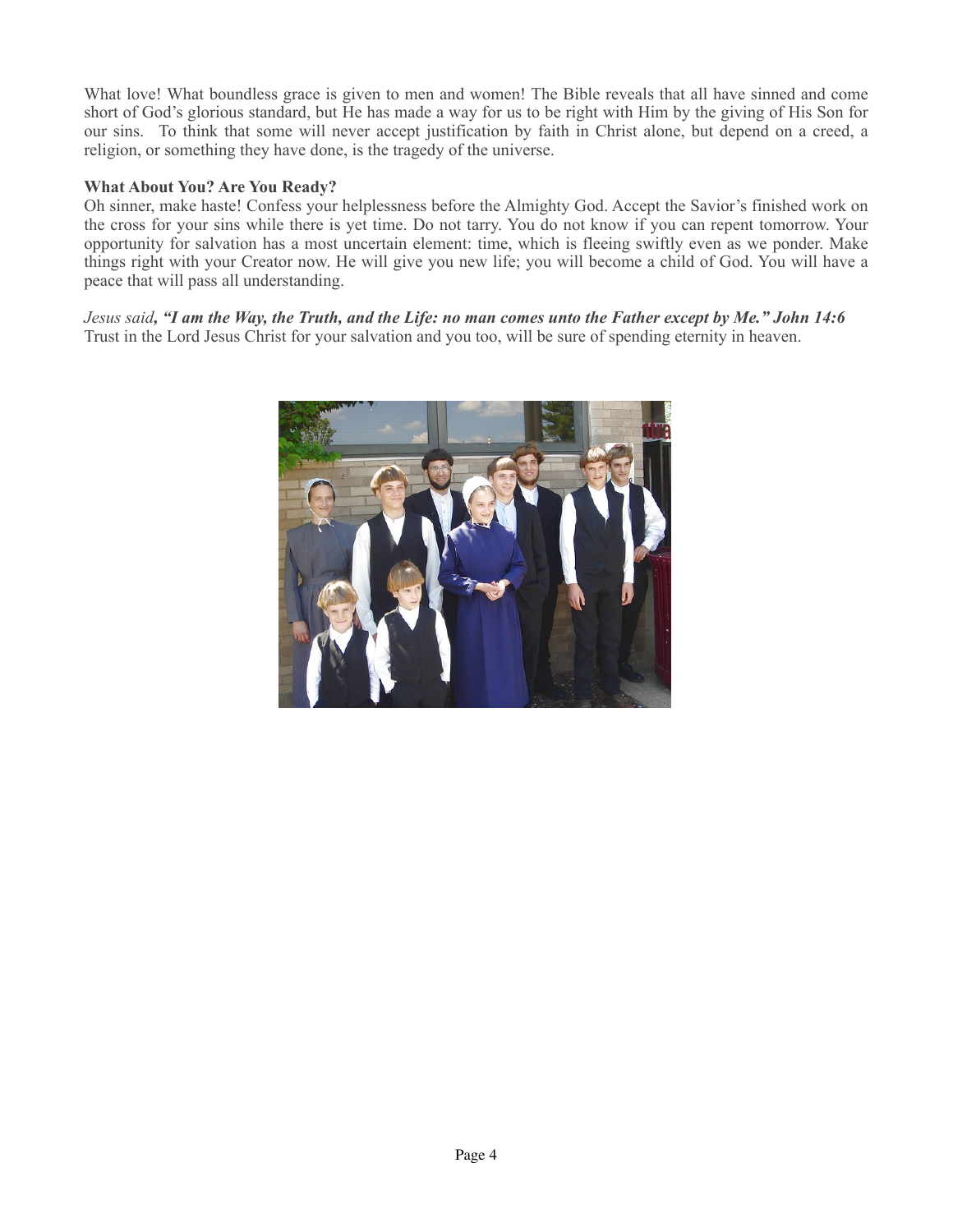What love! What boundless grace is given to men and women! The Bible reveals that all have sinned and come short of God's glorious standard, but He has made a way for us to be right with Him by the giving of His Son for our sins. To think that some will never accept justification by faith in Christ alone, but depend on a creed, a religion, or something they have done, is the tragedy of the universe.

**What About You? Are You Ready?**

Oh sinner, make haste! Confess your helplessness before the Almighty God. Accept the Savior's finished work on the cross for your sins while there is yet time. Do not tarry. You do not know if you can repent tomorrow. Your opportunity for salvation has a most uncertain element: time, which is fleeing swiftly even as we ponder. Make things right with your Creator now. He will give you new life; you will become a child of God. You will have a peace that will pass all understanding.

*Jesus said**, "I am the Way, the Truth, and the Life: no man comes unto the Father except by Me." John 14:6***

Trust in the Lord Jesus Christ for your salvation and you too, will be sure of spending eternity in heaven.